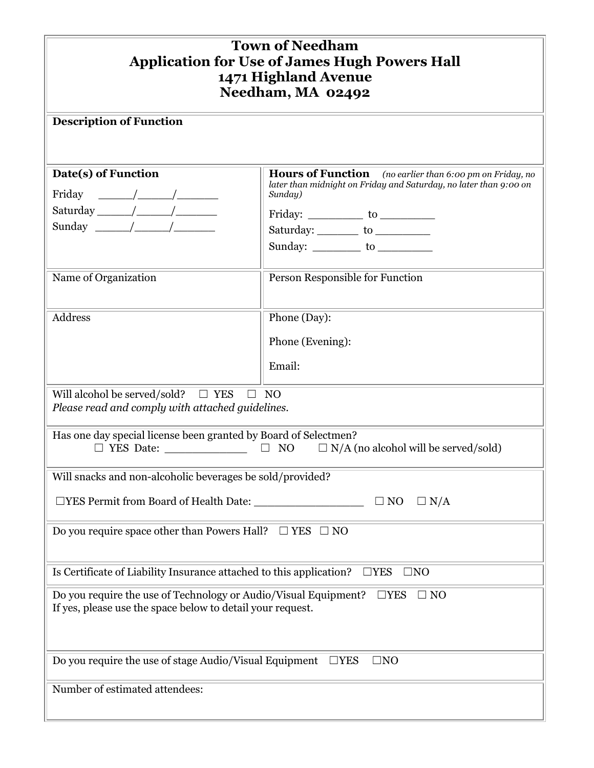# Town of Needham
# Application for Use of James Hugh Powers Hall
# 1471 Highland Avenue
# Needham, MA 02492

**Description of Function**

| **Date(s) of Function** | **Hours of Function** *(no earlier than 6:00 pm on Friday, no later than midnight on Friday and Saturday, no later than 9:00 on Sunday)* |
|---|---|
| Friday \_\_\_\_\_/\_\_\_\_\_/\_\_\_\_\_\_ | Friday: \_\_\_\_\_\_\_\_ to \_\_\_\_\_\_\_\_ |
| Saturday \_\_\_\_\_/\_\_\_\_\_/\_\_\_\_\_\_ | Saturday: \_\_\_\_\_\_ to \_\_\_\_\_\_\_\_ |
| Sunday \_\_\_\_\_/\_\_\_\_\_/\_\_\_\_\_\_ | Sunday: \_\_\_\_\_\_\_ to \_\_\_\_\_\_\_\_ |

| Name of Organization | Person Responsible for Function |
|---|---|
| Address | Phone (Day):<br><br>Phone (Evening):<br><br>Email: |

Will alcohol be served/sold? ☐ YES ☐ NO
*Please read and comply with attached guidelines.*

Has one day special license been granted by Board of Selectmen?
☐ YES Date: \_\_\_\_\_\_\_\_\_\_\_\_ ☐ NO ☐ N/A (no alcohol will be served/sold)

Will snacks and non-alcoholic beverages be sold/provided?

☐YES Permit from Board of Health Date: \_\_\_\_\_\_\_\_\_\_\_\_\_\_\_\_ ☐ NO ☐ N/A

Do you require space other than Powers Hall? ☐ YES ☐ NO

Is Certificate of Liability Insurance attached to this application? ☐YES ☐NO

Do you require the use of Technology or Audio/Visual Equipment? ☐YES ☐ NO
If yes, please use the space below to detail your request.

Do you require the use of stage Audio/Visual Equipment ☐YES ☐NO

Number of estimated attendees: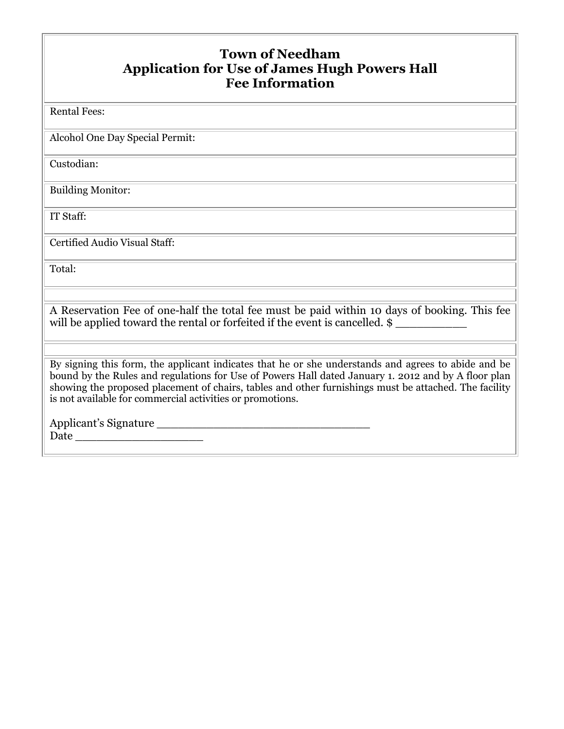# Town of Needham
## Application for Use of James Hugh Powers Hall
## Fee Information

Rental Fees:

Alcohol One Day Special Permit:

Custodian:

Building Monitor:

IT Staff:

Certified Audio Visual Staff:

Total:

A Reservation Fee of one-half the total fee must be paid within 10 days of booking. This fee will be applied toward the rental or forfeited if the event is cancelled. $ __________

By signing this form, the applicant indicates that he or she understands and agrees to abide and be bound by the Rules and regulations for Use of Powers Hall dated January 1. 2012 and by A floor plan showing the proposed placement of chairs, tables and other furnishings must be attached. The facility is not available for commercial activities or promotions.

Applicant's Signature ______________________________

Date ___________________